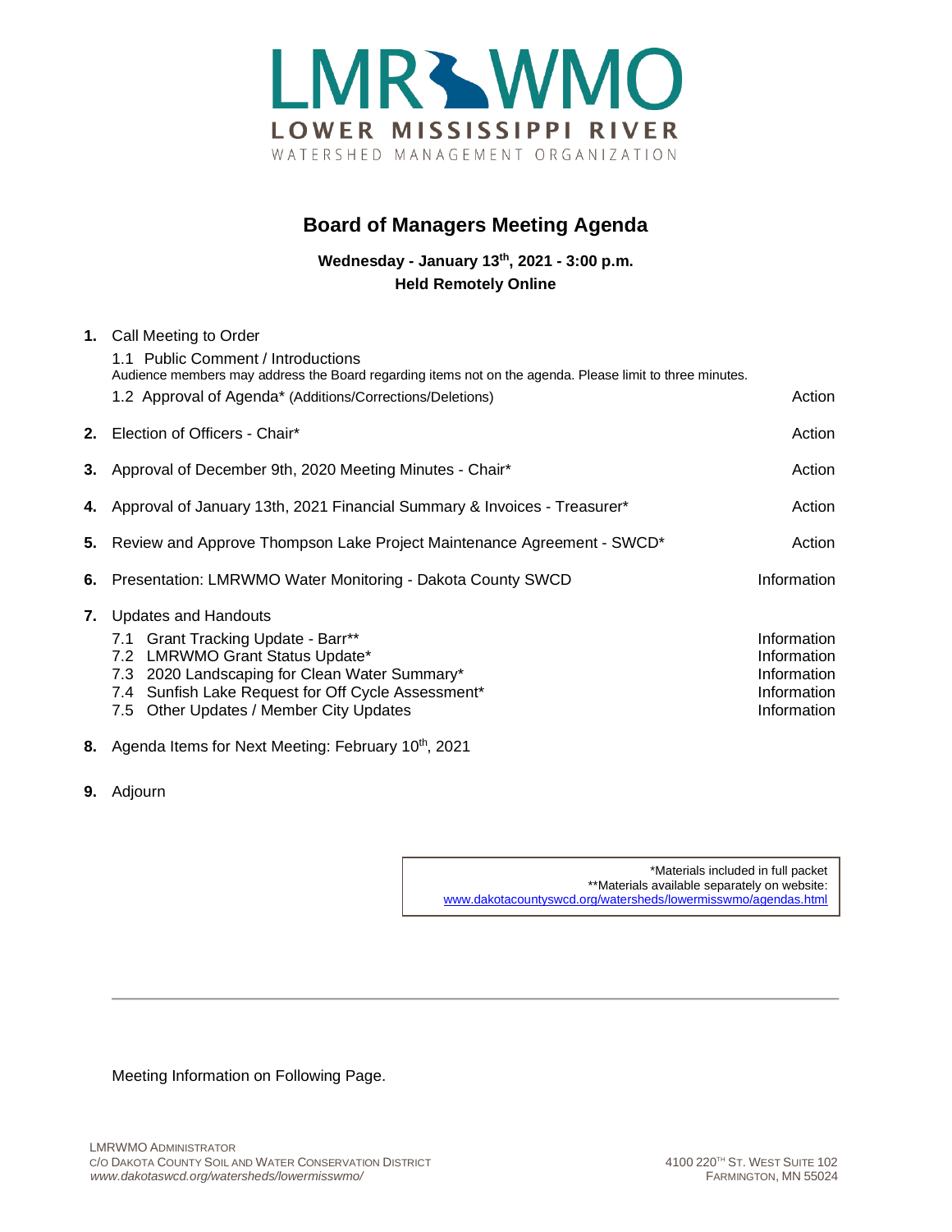# LMRWMO

**LOWER MISSISSIPPI RIVER**

WATERSHED MANAGEMENT ORGANIZATION

## Board of Managers Meeting Agenda

**Wednesday - January 13th, 2021 - 3:00 p.m.**
**Held Remotely Online**

| | | |
|---|---|---|
| **1.** | Call Meeting to Order | |
| | 1.1 Public Comment / Introductions<br>Audience members may address the Board regarding items not on the agenda. Please limit to three minutes. | |
| | 1.2 Approval of Agenda* (Additions/Corrections/Deletions) | Action |
| **2.** | Election of Officers - Chair* | Action |
| **3.** | Approval of December 9th, 2020 Meeting Minutes - Chair* | Action |
| **4.** | Approval of January 13th, 2021 Financial Summary & Invoices - Treasurer* | Action |
| **5.** | Review and Approve Thompson Lake Project Maintenance Agreement - SWCD* | Action |
| **6.** | Presentation: LMRWMO Water Monitoring - Dakota County SWCD | Information |
| **7.** | Updates and Handouts | |
| | 7.1 Grant Tracking Update - Barr** | Information |
| | 7.2 LMRWMO Grant Status Update* | Information |
| | 7.3 2020 Landscaping for Clean Water Summary* | Information |
| | 7.4 Sunfish Lake Request for Off Cycle Assessment* | Information |
| | 7.5 Other Updates / Member City Updates | Information |
| **8.** | Agenda Items for Next Meeting: February 10th, 2021 | |
| **9.** | Adjourn | |

*Materials included in full packet
**Materials available separately on website:
www.dakotacountyswcd.org/watersheds/lowermisswmo/agendas.html

Meeting Information on Following Page.

LMRWMO ADMINISTRATOR
C/O DAKOTA COUNTY SOIL AND WATER CONSERVATION DISTRICT
*www.dakotaswcd.org/watersheds/lowermisswmo/*

4100 220TH ST. WEST SUITE 102
FARMINGTON, MN 55024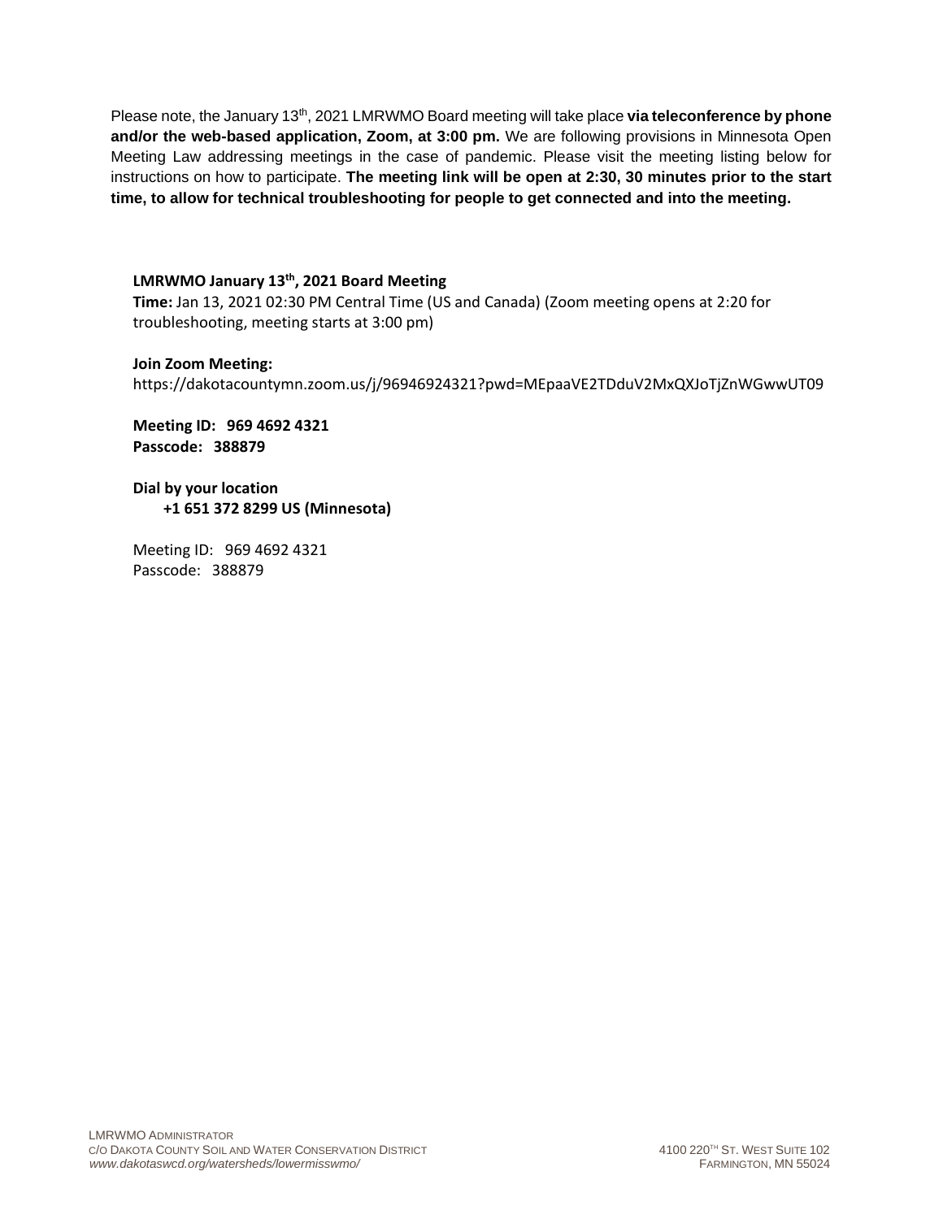Please note, the January 13th, 2021 LMRWMO Board meeting will take place **via teleconference by phone and/or the web-based application, Zoom, at 3:00 pm.** We are following provisions in Minnesota Open Meeting Law addressing meetings in the case of pandemic. Please visit the meeting listing below for instructions on how to participate. **The meeting link will be open at 2:30, 30 minutes prior to the start time, to allow for technical troubleshooting for people to get connected and into the meeting.**

**LMRWMO January 13th, 2021 Board Meeting**
**Time:** Jan 13, 2021 02:30 PM Central Time (US and Canada) (Zoom meeting opens at 2:20 for troubleshooting, meeting starts at 3:00 pm)

**Join Zoom Meeting:**
https://dakotacountymn.zoom.us/j/96946924321?pwd=MEpaaVE2TDduV2MxQXJoTjZnWGwwUT09

**Meeting ID: 969 4692 4321**
**Passcode: 388879**

**Dial by your location**
**+1 651 372 8299 US (Minnesota)**

Meeting ID: 969 4692 4321
Passcode: 388879

LMRWMO ADMINISTRATOR
C/O DAKOTA COUNTY SOIL AND WATER CONSERVATION DISTRICT
*www.dakotaswcd.org/watersheds/lowermisswmo/*

4100 220TH ST. WEST SUITE 102
FARMINGTON, MN 55024